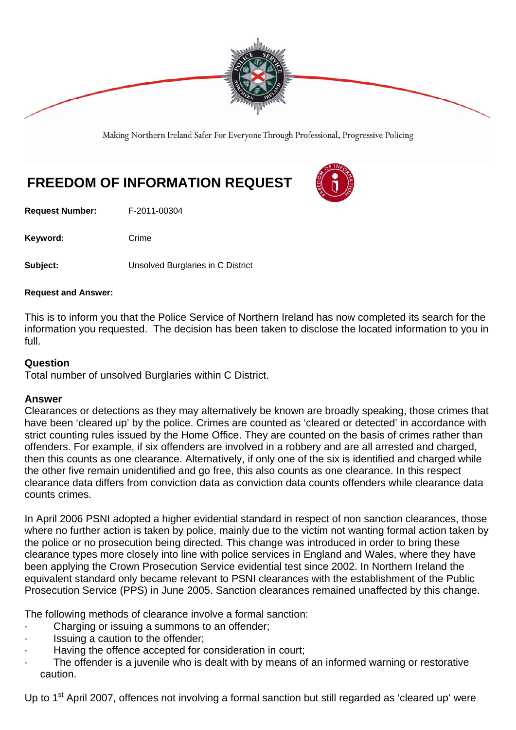Making Northern Ireland Safer For Everyone Through Professional, Progressive Policing

# FREEDOM OF INFORMATION REQUEST

**Request Number:** F-2011-00304

**Keyword:** Crime

**Subject:** Unsolved Burglaries in C District

**Request and Answer:**

This is to inform you that the Police Service of Northern Ireland has now completed its search for the information you requested. The decision has been taken to disclose the located information to you in full.

## Question

Total number of unsolved Burglaries within C District.

## Answer

Clearances or detections as they may alternatively be known are broadly speaking, those crimes that have been 'cleared up' by the police. Crimes are counted as 'cleared or detected' in accordance with strict counting rules issued by the Home Office. They are counted on the basis of crimes rather than offenders. For example, if six offenders are involved in a robbery and are all arrested and charged, then this counts as one clearance. Alternatively, if only one of the six is identified and charged while the other five remain unidentified and go free, this also counts as one clearance. In this respect clearance data differs from conviction data as conviction data counts offenders while clearance data counts crimes.

In April 2006 PSNI adopted a higher evidential standard in respect of non sanction clearances, those where no further action is taken by police, mainly due to the victim not wanting formal action taken by the police or no prosecution being directed. This change was introduced in order to bring these clearance types more closely into line with police services in England and Wales, where they have been applying the Crown Prosecution Service evidential test since 2002. In Northern Ireland the equivalent standard only became relevant to PSNI clearances with the establishment of the Public Prosecution Service (PPS) in June 2005. Sanction clearances remained unaffected by this change.

The following methods of clearance involve a formal sanction:

- Charging or issuing a summons to an offender;
- Issuing a caution to the offender;
- Having the offence accepted for consideration in court;
- The offender is a juvenile who is dealt with by means of an informed warning or restorative caution.

Up to 1st April 2007, offences not involving a formal sanction but still regarded as 'cleared up' were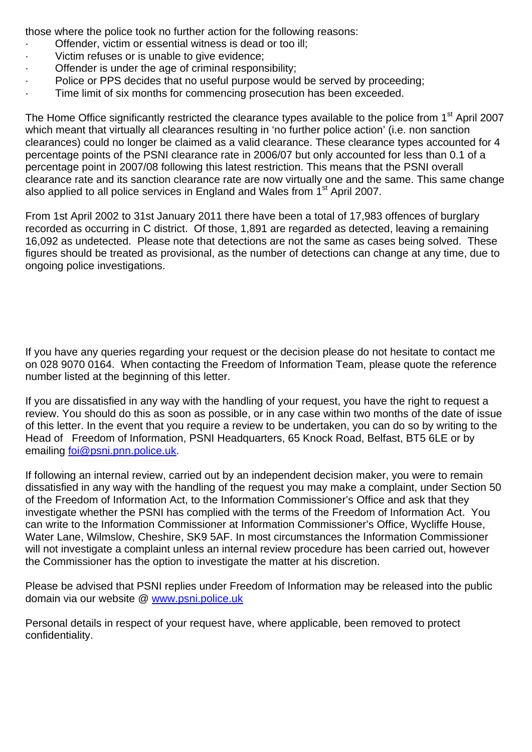those where the police took no further action for the following reasons:

- Offender, victim or essential witness is dead or too ill;
- Victim refuses or is unable to give evidence;
- Offender is under the age of criminal responsibility;
- Police or PPS decides that no useful purpose would be served by proceeding;
- Time limit of six months for commencing prosecution has been exceeded.

The Home Office significantly restricted the clearance types available to the police from 1st April 2007 which meant that virtually all clearances resulting in 'no further police action' (i.e. non sanction clearances) could no longer be claimed as a valid clearance. These clearance types accounted for 4 percentage points of the PSNI clearance rate in 2006/07 but only accounted for less than 0.1 of a percentage point in 2007/08 following this latest restriction. This means that the PSNI overall clearance rate and its sanction clearance rate are now virtually one and the same. This same change also applied to all police services in England and Wales from 1st April 2007.

From 1st April 2002 to 31st January 2011 there have been a total of 17,983 offences of burglary recorded as occurring in C district. Of those, 1,891 are regarded as detected, leaving a remaining 16,092 as undetected. Please note that detections are not the same as cases being solved. These figures should be treated as provisional, as the number of detections can change at any time, due to ongoing police investigations.

If you have any queries regarding your request or the decision please do not hesitate to contact me on 028 9070 0164. When contacting the Freedom of Information Team, please quote the reference number listed at the beginning of this letter.

If you are dissatisfied in any way with the handling of your request, you have the right to request a review. You should do this as soon as possible, or in any case within two months of the date of issue of this letter. In the event that you require a review to be undertaken, you can do so by writing to the Head of Freedom of Information, PSNI Headquarters, 65 Knock Road, Belfast, BT5 6LE or by emailing foi@psni.pnn.police.uk.

If following an internal review, carried out by an independent decision maker, you were to remain dissatisfied in any way with the handling of the request you may make a complaint, under Section 50 of the Freedom of Information Act, to the Information Commissioner's Office and ask that they investigate whether the PSNI has complied with the terms of the Freedom of Information Act. You can write to the Information Commissioner at Information Commissioner's Office, Wycliffe House, Water Lane, Wilmslow, Cheshire, SK9 5AF. In most circumstances the Information Commissioner will not investigate a complaint unless an internal review procedure has been carried out, however the Commissioner has the option to investigate the matter at his discretion.

Please be advised that PSNI replies under Freedom of Information may be released into the public domain via our website @ www.psni.police.uk

Personal details in respect of your request have, where applicable, been removed to protect confidentiality.